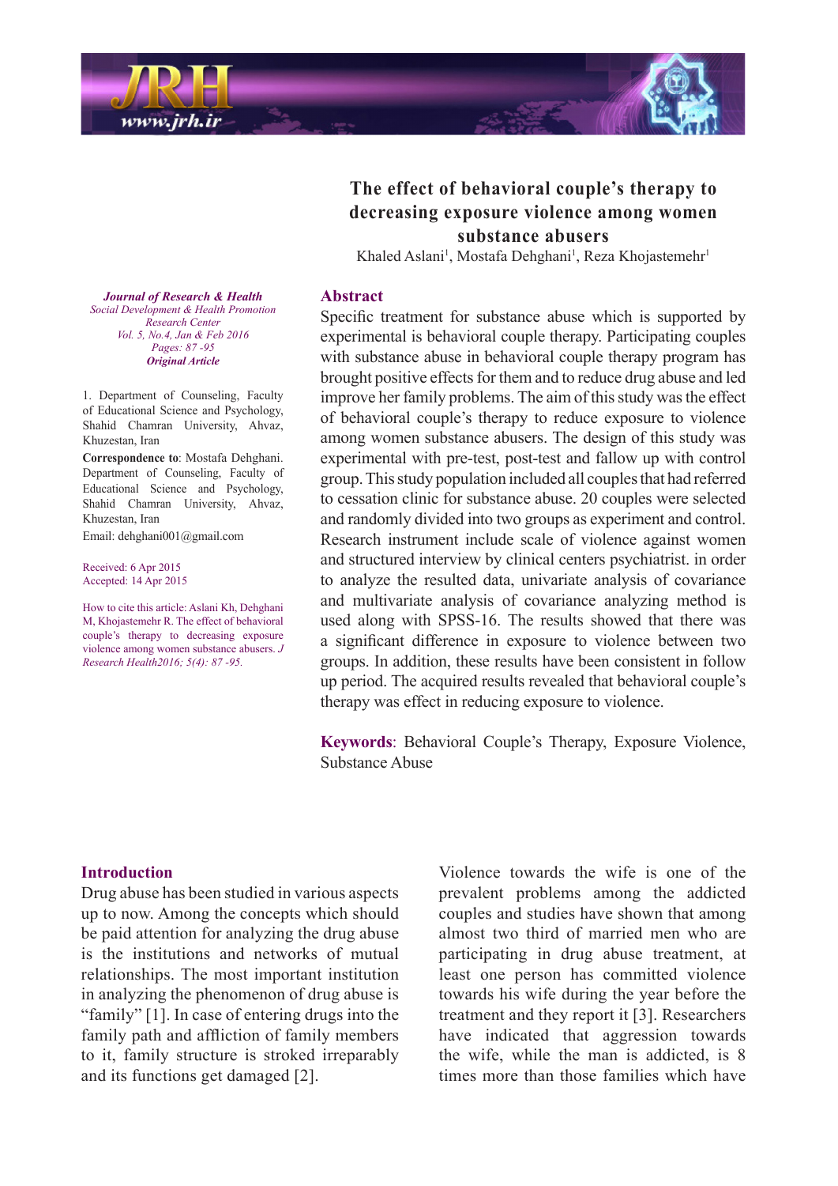# The effect of behavioral couple's therapy to decreasing exposure violence among women substance abusers

Khaled Aslani[1], Mostafa Dehghani[1], Reza Khojastemehr[1]

*Journal of Research & Health*
*Social Development & Health Promotion Research Center*
*Vol. 5, No.4, Jan & Feb 2016*
*Pages: 87 -95*
***Original Article***

1. Department of Counseling, Faculty of Educational Science and Psychology, Shahid Chamran University, Ahvaz, Khuzestan, Iran

**Correspondence to**: Mostafa Dehghani. Department of Counseling, Faculty of Educational Science and Psychology, Shahid Chamran University, Ahvaz, Khuzestan, Iran

Email: dehghani001@gmail.com

Received: 6 Apr 2015
Accepted: 14 Apr 2015

How to cite this article: Aslani Kh, Dehghani M, Khojastemehr R. The effect of behavioral couple's therapy to decreasing exposure violence among women substance abusers. *J Research Health2016; 5(4): 87 -95.*

## Abstract

Specific treatment for substance abuse which is supported by experimental is behavioral couple therapy. Participating couples with substance abuse in behavioral couple therapy program has brought positive effects for them and to reduce drug abuse and led improve her family problems. The aim of this study was the effect of behavioral couple's therapy to reduce exposure to violence among women substance abusers. The design of this study was experimental with pre-test, post-test and fallow up with control group. This study population included all couples that had referred to cessation clinic for substance abuse. 20 couples were selected and randomly divided into two groups as experiment and control. Research instrument include scale of violence against women and structured interview by clinical centers psychiatrist. in order to analyze the resulted data, univariate analysis of covariance and multivariate analysis of covariance analyzing method is used along with SPSS-16. The results showed that there was a significant difference in exposure to violence between two groups. In addition, these results have been consistent in follow up period. The acquired results revealed that behavioral couple's therapy was effect in reducing exposure to violence.

**Keywords**: Behavioral Couple's Therapy, Exposure Violence, Substance Abuse

## Introduction

Drug abuse has been studied in various aspects up to now. Among the concepts which should be paid attention for analyzing the drug abuse is the institutions and networks of mutual relationships. The most important institution in analyzing the phenomenon of drug abuse is "family" [1]. In case of entering drugs into the family path and affliction of family members to it, family structure is stroked irreparably and its functions get damaged [2].

Violence towards the wife is one of the prevalent problems among the addicted couples and studies have shown that among almost two third of married men who are participating in drug abuse treatment, at least one person has committed violence towards his wife during the year before the treatment and they report it [3]. Researchers have indicated that aggression towards the wife, while the man is addicted, is 8 times more than those families which have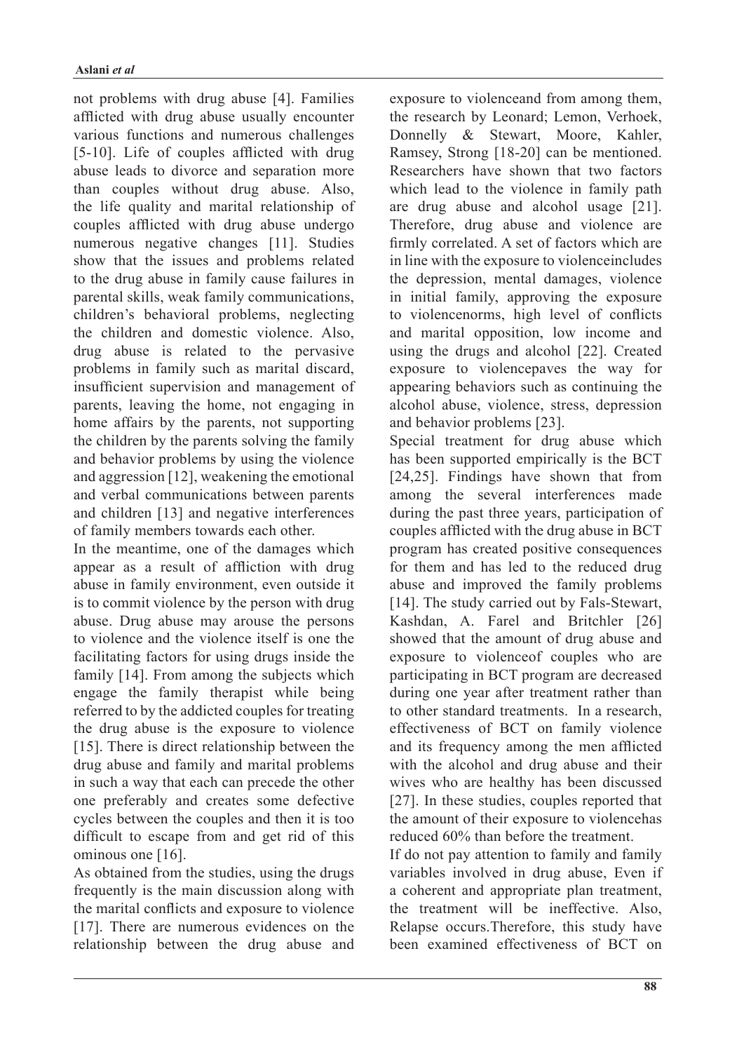not problems with drug abuse [4]. Families afflicted with drug abuse usually encounter various functions and numerous challenges [5-10]. Life of couples afflicted with drug abuse leads to divorce and separation more than couples without drug abuse. Also, the life quality and marital relationship of couples afflicted with drug abuse undergo numerous negative changes [11]. Studies show that the issues and problems related to the drug abuse in family cause failures in parental skills, weak family communications, children's behavioral problems, neglecting the children and domestic violence. Also, drug abuse is related to the pervasive problems in family such as marital discard, insufficient supervision and management of parents, leaving the home, not engaging in home affairs by the parents, not supporting the children by the parents solving the family and behavior problems by using the violence and aggression [12], weakening the emotional and verbal communications between parents and children [13] and negative interferences of family members towards each other.

In the meantime, one of the damages which appear as a result of affliction with drug abuse in family environment, even outside it is to commit violence by the person with drug abuse. Drug abuse may arouse the persons to violence and the violence itself is one the facilitating factors for using drugs inside the family [14]. From among the subjects which engage the family therapist while being referred to by the addicted couples for treating the drug abuse is the exposure to violence [15]. There is direct relationship between the drug abuse and family and marital problems in such a way that each can precede the other one preferably and creates some defective cycles between the couples and then it is too difficult to escape from and get rid of this ominous one [16].

As obtained from the studies, using the drugs frequently is the main discussion along with the marital conflicts and exposure to violence [17]. There are numerous evidences on the relationship between the drug abuse and exposure to violenceand from among them, the research by Leonard; Lemon, Verhoek, Donnelly & Stewart, Moore, Kahler, Ramsey, Strong [18-20] can be mentioned. Researchers have shown that two factors which lead to the violence in family path are drug abuse and alcohol usage [21]. Therefore, drug abuse and violence are firmly correlated. A set of factors which are in line with the exposure to violenceincludes the depression, mental damages, violence in initial family, approving the exposure to violencenorms, high level of conflicts and marital opposition, low income and using the drugs and alcohol [22]. Created exposure to violencepaves the way for appearing behaviors such as continuing the alcohol abuse, violence, stress, depression and behavior problems [23].

Special treatment for drug abuse which has been supported empirically is the BCT [24,25]. Findings have shown that from among the several interferences made during the past three years, participation of couples afflicted with the drug abuse in BCT program has created positive consequences for them and has led to the reduced drug abuse and improved the family problems [14]. The study carried out by Fals-Stewart, Kashdan, A. Farel and Britchler [26] showed that the amount of drug abuse and exposure to violenceof couples who are participating in BCT program are decreased during one year after treatment rather than to other standard treatments. In a research, effectiveness of BCT on family violence and its frequency among the men afflicted with the alcohol and drug abuse and their wives who are healthy has been discussed [27]. In these studies, couples reported that the amount of their exposure to violencehas reduced 60% than before the treatment.

If do not pay attention to family and family variables involved in drug abuse, Even if a coherent and appropriate plan treatment, the treatment will be ineffective. Also, Relapse occurs.Therefore, this study have been examined effectiveness of BCT on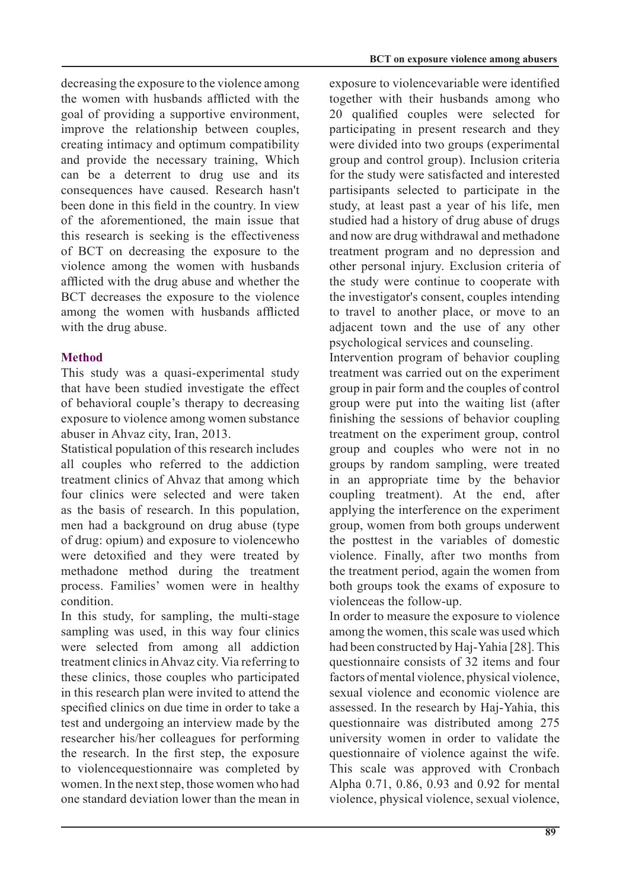decreasing the exposure to the violence among the women with husbands afflicted with the goal of providing a supportive environment, improve the relationship between couples, creating intimacy and optimum compatibility and provide the necessary training, Which can be a deterrent to drug use and its consequences have caused. Research hasn't been done in this field in the country. In view of the aforementioned, the main issue that this research is seeking is the effectiveness of BCT on decreasing the exposure to the violence among the women with husbands afflicted with the drug abuse and whether the BCT decreases the exposure to the violence among the women with husbands afflicted with the drug abuse.

## Method

This study was a quasi-experimental study that have been studied investigate the effect of behavioral couple's therapy to decreasing exposure to violence among women substance abuser in Ahvaz city, Iran, 2013.

Statistical population of this research includes all couples who referred to the addiction treatment clinics of Ahvaz that among which four clinics were selected and were taken as the basis of research. In this population, men had a background on drug abuse (type of drug: opium) and exposure to violencewho were detoxified and they were treated by methadone method during the treatment process. Families' women were in healthy condition.

In this study, for sampling, the multi-stage sampling was used, in this way four clinics were selected from among all addiction treatment clinics in Ahvaz city. Via referring to these clinics, those couples who participated in this research plan were invited to attend the specified clinics on due time in order to take a test and undergoing an interview made by the researcher his/her colleagues for performing the research. In the first step, the exposure to violencequestionnaire was completed by women. In the next step, those women who had one standard deviation lower than the mean in exposure to violencevariable were identified together with their husbands among who 20 qualified couples were selected for participating in present research and they were divided into two groups (experimental group and control group). Inclusion criteria for the study were satisfacted and interested partisipants selected to participate in the study, at least past a year of his life, men studied had a history of drug abuse of drugs and now are drug withdrawal and methadone treatment program and no depression and other personal injury. Exclusion criteria of the study were continue to cooperate with the investigator's consent, couples intending to travel to another place, or move to an adjacent town and the use of any other psychological services and counseling.

Intervention program of behavior coupling treatment was carried out on the experiment group in pair form and the couples of control group were put into the waiting list (after finishing the sessions of behavior coupling treatment on the experiment group, control group and couples who were not in no groups by random sampling, were treated in an appropriate time by the behavior coupling treatment). At the end, after applying the interference on the experiment group, women from both groups underwent the posttest in the variables of domestic violence. Finally, after two months from the treatment period, again the women from both groups took the exams of exposure to violenceas the follow-up.

In order to measure the exposure to violence among the women, this scale was used which had been constructed by Haj-Yahia [28]. This questionnaire consists of 32 items and four factors of mental violence, physical violence, sexual violence and economic violence are assessed. In the research by Haj-Yahia, this questionnaire was distributed among 275 university women in order to validate the questionnaire of violence against the wife. This scale was approved with Cronbach Alpha 0.71, 0.86, 0.93 and 0.92 for mental violence, physical violence, sexual violence,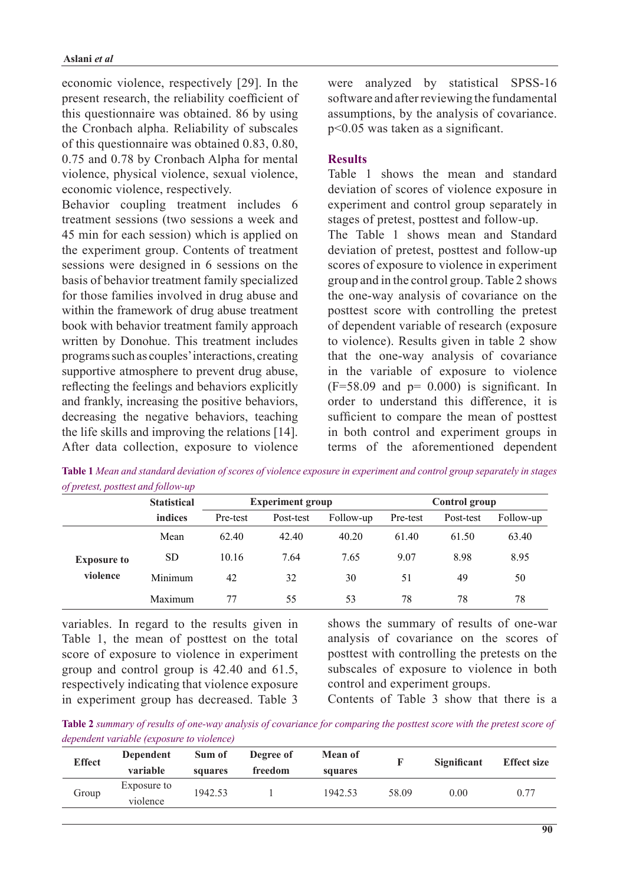economic violence, respectively [29]. In the present research, the reliability coefficient of this questionnaire was obtained. 86 by using the Cronbach alpha. Reliability of subscales of this questionnaire was obtained 0.83, 0.80, 0.75 and 0.78 by Cronbach Alpha for mental violence, physical violence, sexual violence, economic violence, respectively.

Behavior coupling treatment includes 6 treatment sessions (two sessions a week and 45 min for each session) which is applied on the experiment group. Contents of treatment sessions were designed in 6 sessions on the basis of behavior treatment family specialized for those families involved in drug abuse and within the framework of drug abuse treatment book with behavior treatment family approach written by Donohue. This treatment includes programs such as couples' interactions, creating supportive atmosphere to prevent drug abuse, reflecting the feelings and behaviors explicitly and frankly, increasing the positive behaviors, decreasing the negative behaviors, teaching the life skills and improving the relations [14]. After data collection, exposure to violence were analyzed by statistical SPSS-16 software and after reviewing the fundamental assumptions, by the analysis of covariance. $p<0.05$ was taken as a significant.

## Results

Table 1 shows the mean and standard deviation of scores of violence exposure in experiment and control group separately in stages of pretest, posttest and follow-up.

The Table 1 shows mean and Standard deviation of pretest, posttest and follow-up scores of exposure to violence in experiment group and in the control group. Table 2 shows the one-way analysis of covariance on the posttest score with controlling the pretest of dependent variable of research (exposure to violence). Results given in table 2 show that the one-way analysis of covariance in the variable of exposure to violence ($F=58.09$ and $p= 0.000$) is significant. In order to understand this difference, it is sufficient to compare the mean of posttest in both control and experiment groups in terms of the aforementioned dependent variables. In regard to the results given in Table 1, the mean of posttest on the total score of exposure to violence in experiment group and control group is 42.40 and 61.5, respectively indicating that violence exposure in experiment group has decreased. Table 3 shows the summary of results of one-war analysis of covariance on the scores of posttest with controlling the pretests on the subscales of exposure to violence in both control and experiment groups.

Contents of Table 3 show that there is a

**Table 1** *Mean and standard deviation of scores of violence exposure in experiment and control group separately in stages of pretest, posttest and follow-up*

| | Statistical indices | Experiment group | | | Control group | | |
|---|---|---|---|---|---|---|---|
| | | Pre-test | Post-test | Follow-up | Pre-test | Post-test | Follow-up |
| Exposure to violence | Mean | 62.40 | 42.40 | 40.20 | 61.40 | 61.50 | 63.40 |
| | SD | 10.16 | 7.64 | 7.65 | 9.07 | 8.98 | 8.95 |
| | Minimum | 42 | 32 | 30 | 51 | 49 | 50 |
| | Maximum | 77 | 55 | 53 | 78 | 78 | 78 |

**Table 2** *summary of results of one-way analysis of covariance for comparing the posttest score with the pretest score of dependent variable (exposure to violence)*

| Effect | Dependent variable | Sum of squares | Degree of freedom | Mean of squares | F | Significant | Effect size |
|---|---|---|---|---|---|---|---|
| Group | Exposure to violence | 1942.53 | 1 | 1942.53 | 58.09 | 0.00 | 0.77 |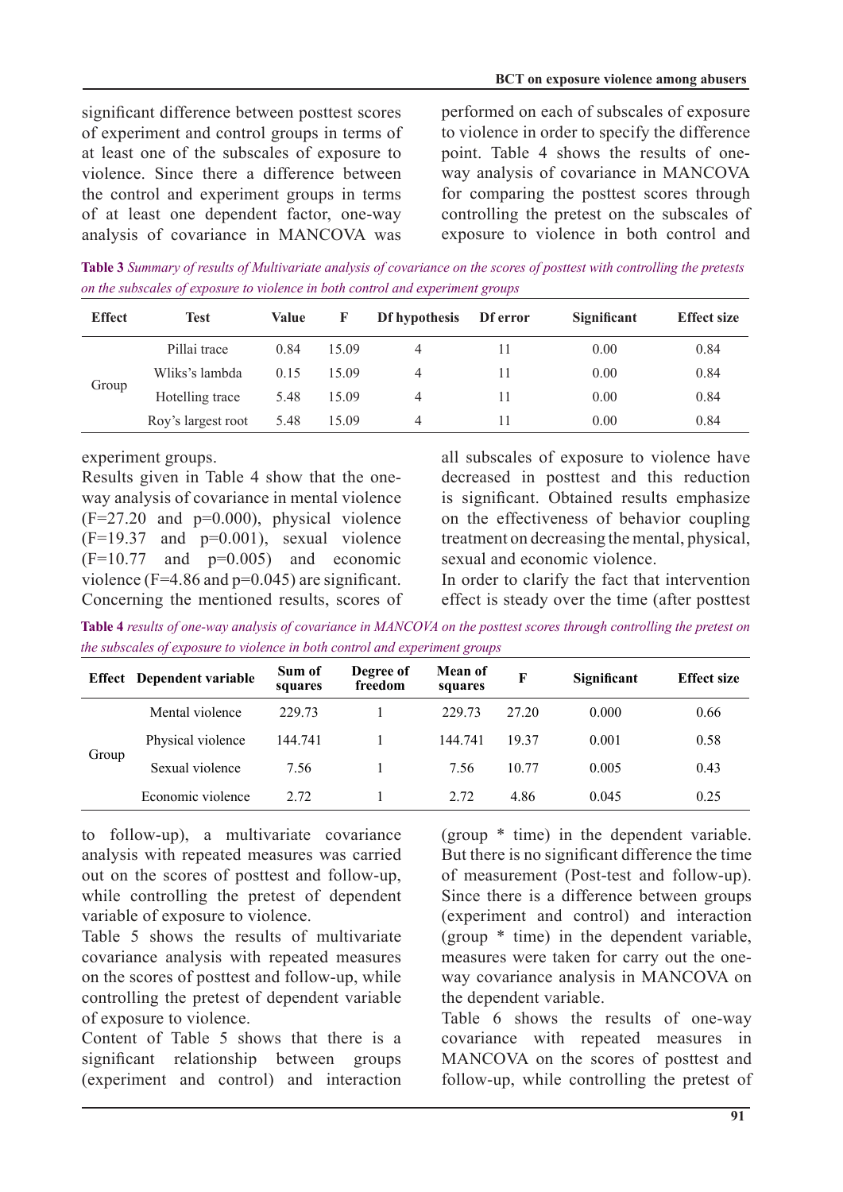significant difference between posttest scores of experiment and control groups in terms of at least one of the subscales of exposure to violence. Since there a difference between the control and experiment groups in terms of at least one dependent factor, one-way analysis of covariance in MANCOVA was performed on each of subscales of exposure to violence in order to specify the difference point. Table 4 shows the results of one-way analysis of covariance in MANCOVA for comparing the posttest scores through controlling the pretest on the subscales of exposure to violence in both control and experiment groups.

**Table 3** *Summary of results of Multivariate analysis of covariance on the scores of posttest with controlling the pretests on the subscales of exposure to violence in both control and experiment groups*

| Effect | Test | Value | F | Df hypothesis | Df error | Significant | Effect size |
|---|---|---|---|---|---|---|---|
| Group | Pillai trace | 0.84 | 15.09 | 4 | 11 | 0.00 | 0.84 |
| | Wliks's lambda | 0.15 | 15.09 | 4 | 11 | 0.00 | 0.84 |
| | Hotelling trace | 5.48 | 15.09 | 4 | 11 | 0.00 | 0.84 |
| | Roy's largest root | 5.48 | 15.09 | 4 | 11 | 0.00 | 0.84 |

Results given in Table 4 show that the one-way analysis of covariance in mental violence (F=27.20 and p=0.000), physical violence (F=19.37 and p=0.001), sexual violence (F=10.77 and p=0.005) and economic violence (F=4.86 and p=0.045) are significant. Concerning the mentioned results, scores of all subscales of exposure to violence have decreased in posttest and this reduction is significant. Obtained results emphasize on the effectiveness of behavior coupling treatment on decreasing the mental, physical, sexual and economic violence.

In order to clarify the fact that intervention effect is steady over the time (after posttest to follow-up), a multivariate covariance analysis with repeated measures was carried out on the scores of posttest and follow-up, while controlling the pretest of dependent variable of exposure to violence.

**Table 4** *results of one-way analysis of covariance in MANCOVA on the posttest scores through controlling the pretest on the subscales of exposure to violence in both control and experiment groups*

| Effect | Dependent variable | Sum of squares | Degree of freedom | Mean of squares | F | Significant | Effect size |
|---|---|---|---|---|---|---|---|
| Group | Mental violence | 229.73 | 1 | 229.73 | 27.20 | 0.000 | 0.66 |
| | Physical violence | 144.741 | 1 | 144.741 | 19.37 | 0.001 | 0.58 |
| | Sexual violence | 7.56 | 1 | 7.56 | 10.77 | 0.005 | 0.43 |
| | Economic violence | 2.72 | 1 | 2.72 | 4.86 | 0.045 | 0.25 |

Table 5 shows the results of multivariate covariance analysis with repeated measures on the scores of posttest and follow-up, while controlling the pretest of dependent variable of exposure to violence.

Content of Table 5 shows that there is a significant relationship between groups (experiment and control) and interaction (group * time) in the dependent variable. But there is no significant difference the time of measurement (Post-test and follow-up). Since there is a difference between groups (experiment and control) and interaction (group * time) in the dependent variable, measures were taken for carry out the one-way covariance analysis in MANCOVA on the dependent variable.

Table 6 shows the results of one-way covariance with repeated measures in MANCOVA on the scores of posttest and follow-up, while controlling the pretest of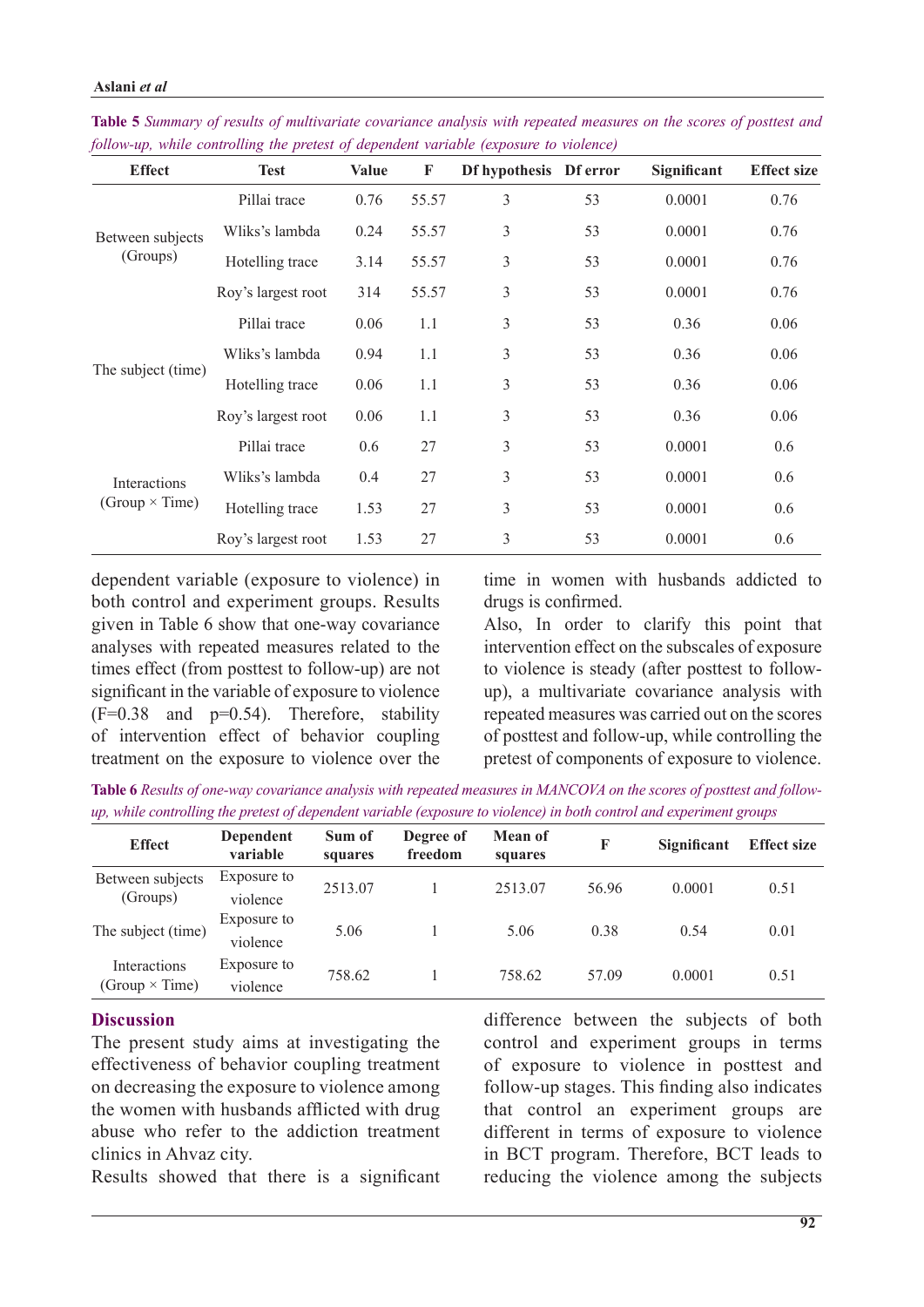**Table 5** *Summary of results of multivariate covariance analysis with repeated measures on the scores of posttest and follow-up, while controlling the pretest of dependent variable (exposure to violence)*

| Effect | Test | Value | F | Df hypothesis | Df error | Significant | Effect size |
|---|---|---|---|---|---|---|---|
| Between subjects (Groups) | Pillai trace | 0.76 | 55.57 | 3 | 53 | 0.0001 | 0.76 |
| | Wliks's lambda | 0.24 | 55.57 | 3 | 53 | 0.0001 | 0.76 |
| | Hotelling trace | 3.14 | 55.57 | 3 | 53 | 0.0001 | 0.76 |
| | Roy's largest root | 314 | 55.57 | 3 | 53 | 0.0001 | 0.76 |
| The subject (time) | Pillai trace | 0.06 | 1.1 | 3 | 53 | 0.36 | 0.06 |
| | Wliks's lambda | 0.94 | 1.1 | 3 | 53 | 0.36 | 0.06 |
| | Hotelling trace | 0.06 | 1.1 | 3 | 53 | 0.36 | 0.06 |
| | Roy's largest root | 0.06 | 1.1 | 3 | 53 | 0.36 | 0.06 |
| Interactions (Group × Time) | Pillai trace | 0.6 | 27 | 3 | 53 | 0.0001 | 0.6 |
| | Wliks's lambda | 0.4 | 27 | 3 | 53 | 0.0001 | 0.6 |
| | Hotelling trace | 1.53 | 27 | 3 | 53 | 0.0001 | 0.6 |
| | Roy's largest root | 1.53 | 27 | 3 | 53 | 0.0001 | 0.6 |

dependent variable (exposure to violence) in both control and experiment groups. Results given in Table 6 show that one-way covariance analyses with repeated measures related to the times effect (from posttest to follow-up) are not significant in the variable of exposure to violence ($F=0.38$ and $p=0.54$). Therefore, stability of intervention effect of behavior coupling treatment on the exposure to violence over the time in women with husbands addicted to drugs is confirmed.

Also, In order to clarify this point that intervention effect on the subscales of exposure to violence is steady (after posttest to follow-up), a multivariate covariance analysis with repeated measures was carried out on the scores of posttest and follow-up, while controlling the pretest of components of exposure to violence.

**Table 6** *Results of one-way covariance analysis with repeated measures in MANCOVA on the scores of posttest and follow-up, while controlling the pretest of dependent variable (exposure to violence) in both control and experiment groups*

| Effect | Dependent variable | Sum of squares | Degree of freedom | Mean of squares | F | Significant | Effect size |
|---|---|---|---|---|---|---|---|
| Between subjects (Groups) | Exposure to violence | 2513.07 | 1 | 2513.07 | 56.96 | 0.0001 | 0.51 |
| The subject (time) | Exposure to violence | 5.06 | 1 | 5.06 | 0.38 | 0.54 | 0.01 |
| Interactions (Group × Time) | Exposure to violence | 758.62 | 1 | 758.62 | 57.09 | 0.0001 | 0.51 |

## Discussion

The present study aims at investigating the effectiveness of behavior coupling treatment on decreasing the exposure to violence among the women with husbands afflicted with drug abuse who refer to the addiction treatment clinics in Ahvaz city.

Results showed that there is a significant difference between the subjects of both control and experiment groups in terms of exposure to violence in posttest and follow-up stages. This finding also indicates that control an experiment groups are different in terms of exposure to violence in BCT program. Therefore, BCT leads to reducing the violence among the subjects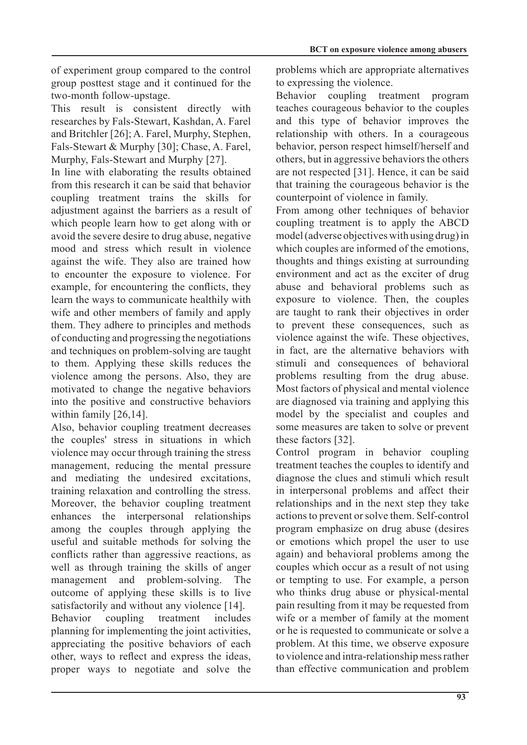of experiment group compared to the control group posttest stage and it continued for the two-month follow-upstage.

This result is consistent directly with researches by Fals-Stewart, Kashdan, A. Farel and Britchler [26]; A. Farel, Murphy, Stephen, Fals-Stewart & Murphy [30]; Chase, A. Farel, Murphy, Fals-Stewart and Murphy [27].

In line with elaborating the results obtained from this research it can be said that behavior coupling treatment trains the skills for adjustment against the barriers as a result of which people learn how to get along with or avoid the severe desire to drug abuse, negative mood and stress which result in violence against the wife. They also are trained how to encounter the exposure to violence. For example, for encountering the conflicts, they learn the ways to communicate healthily with wife and other members of family and apply them. They adhere to principles and methods of conducting and progressing the negotiations and techniques on problem-solving are taught to them. Applying these skills reduces the violence among the persons. Also, they are motivated to change the negative behaviors into the positive and constructive behaviors within family [26,14].

Also, behavior coupling treatment decreases the couples' stress in situations in which violence may occur through training the stress management, reducing the mental pressure and mediating the undesired excitations, training relaxation and controlling the stress. Moreover, the behavior coupling treatment enhances the interpersonal relationships among the couples through applying the useful and suitable methods for solving the conflicts rather than aggressive reactions, as well as through training the skills of anger management and problem-solving. The outcome of applying these skills is to live satisfactorily and without any violence [14].

Behavior coupling treatment includes planning for implementing the joint activities, appreciating the positive behaviors of each other, ways to reflect and express the ideas, proper ways to negotiate and solve the problems which are appropriate alternatives to expressing the violence.

Behavior coupling treatment program teaches courageous behavior to the couples and this type of behavior improves the relationship with others. In a courageous behavior, person respect himself/herself and others, but in aggressive behaviors the others are not respected [31]. Hence, it can be said that training the courageous behavior is the counterpoint of violence in family.

From among other techniques of behavior coupling treatment is to apply the ABCD model (adverse objectives with using drug) in which couples are informed of the emotions, thoughts and things existing at surrounding environment and act as the exciter of drug abuse and behavioral problems such as exposure to violence. Then, the couples are taught to rank their objectives in order to prevent these consequences, such as violence against the wife. These objectives, in fact, are the alternative behaviors with stimuli and consequences of behavioral problems resulting from the drug abuse. Most factors of physical and mental violence are diagnosed via training and applying this model by the specialist and couples and some measures are taken to solve or prevent these factors [32].

Control program in behavior coupling treatment teaches the couples to identify and diagnose the clues and stimuli which result in interpersonal problems and affect their relationships and in the next step they take actions to prevent or solve them. Self-control program emphasize on drug abuse (desires or emotions which propel the user to use again) and behavioral problems among the couples which occur as a result of not using or tempting to use. For example, a person who thinks drug abuse or physical-mental pain resulting from it may be requested from wife or a member of family at the moment or he is requested to communicate or solve a problem. At this time, we observe exposure to violence and intra-relationship mess rather than effective communication and problem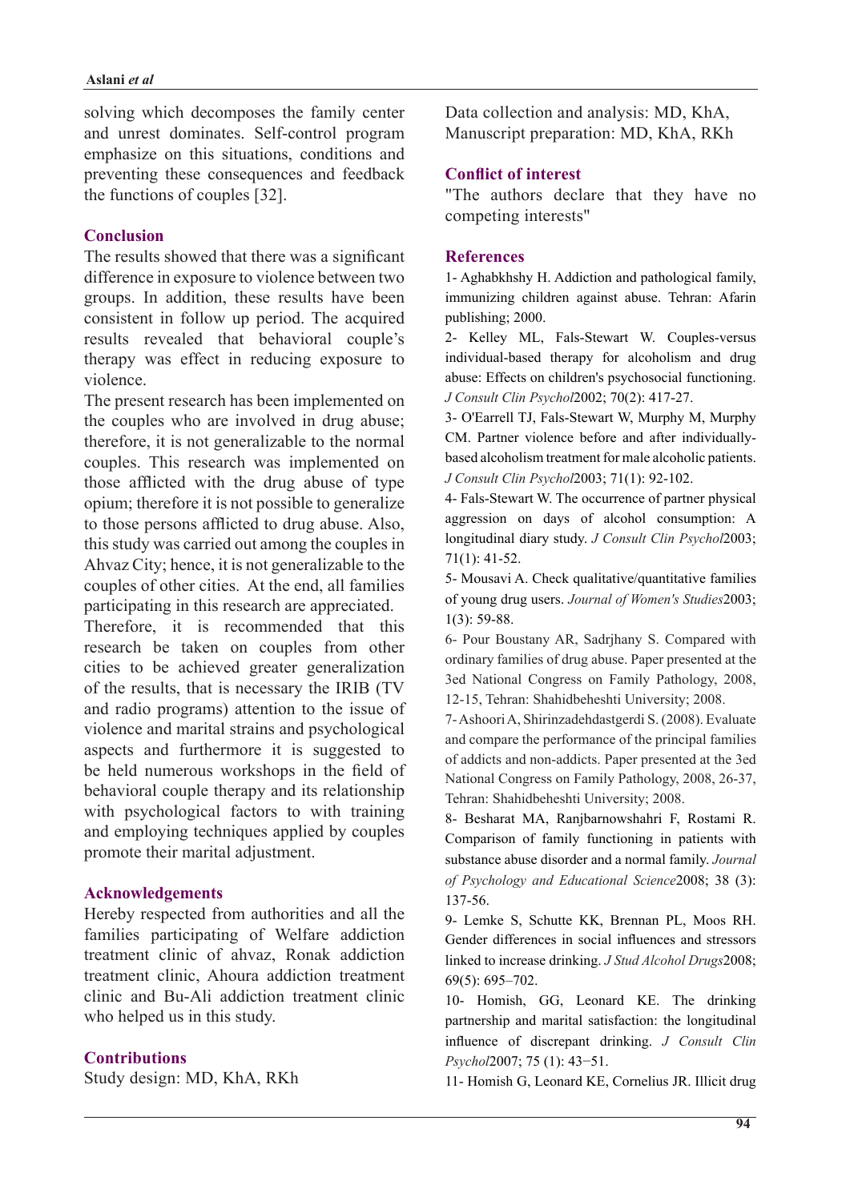solving which decomposes the family center and unrest dominates. Self-control program emphasize on this situations, conditions and preventing these consequences and feedback the functions of couples [32].

## Conclusion

The results showed that there was a significant difference in exposure to violence between two groups. In addition, these results have been consistent in follow up period. The acquired results revealed that behavioral couple's therapy was effect in reducing exposure to violence.

The present research has been implemented on the couples who are involved in drug abuse; therefore, it is not generalizable to the normal couples. This research was implemented on those afflicted with the drug abuse of type opium; therefore it is not possible to generalize to those persons afflicted to drug abuse. Also, this study was carried out among the couples in Ahvaz City; hence, it is not generalizable to the couples of other cities. At the end, all families participating in this research are appreciated.

Therefore, it is recommended that this research be taken on couples from other cities to be achieved greater generalization of the results, that is necessary the IRIB (TV and radio programs) attention to the issue of violence and marital strains and psychological aspects and furthermore it is suggested to be held numerous workshops in the field of behavioral couple therapy and its relationship with psychological factors to with training and employing techniques applied by couples promote their marital adjustment.

## Acknowledgements

Hereby respected from authorities and all the families participating of Welfare addiction treatment clinic of ahvaz, Ronak addiction treatment clinic, Ahoura addiction treatment clinic and Bu-Ali addiction treatment clinic who helped us in this study.

## Contributions

Study design: MD, KhA, RKh

Data collection and analysis: MD, KhA,

Manuscript preparation: MD, KhA, RKh

## Conflict of interest

"The authors declare that they have no competing interests"

## References

1- Aghabkhshy H. Addiction and pathological family, immunizing children against abuse. Tehran: Afarin publishing; 2000.

2- Kelley ML, Fals-Stewart W. Couples-versus individual-based therapy for alcoholism and drug abuse: Effects on children's psychosocial functioning. *J Consult Clin Psychol*2002; 70(2): 417-27.

3- O'Earrell TJ, Fals-Stewart W, Murphy M, Murphy CM. Partner violence before and after individually-based alcoholism treatment for male alcoholic patients. *J Consult Clin Psychol*2003; 71(1): 92-102.

4- Fals-Stewart W. The occurrence of partner physical aggression on days of alcohol consumption: A longitudinal diary study. *J Consult Clin Psychol*2003; 71(1): 41-52.

5- Mousavi A. Check qualitative/quantitative families of young drug users. *Journal of Women's Studies*2003; 1(3): 59-88.

6- Pour Boustany AR, Sadrjhany S. Compared with ordinary families of drug abuse. Paper presented at the 3ed National Congress on Family Pathology, 2008, 12-15, Tehran: Shahidbeheshti University; 2008.

7- Ashoori A, Shirinzadehdastgerdi S. (2008). Evaluate and compare the performance of the principal families of addicts and non-addicts. Paper presented at the 3ed National Congress on Family Pathology, 2008, 26-37, Tehran: Shahidbeheshti University; 2008.

8- Besharat MA, Ranjbarnowshahri F, Rostami R. Comparison of family functioning in patients with substance abuse disorder and a normal family. *Journal of Psychology and Educational Science*2008; 38 (3): 137-56.

9- Lemke S, Schutte KK, Brennan PL, Moos RH. Gender differences in social influences and stressors linked to increase drinking. *J Stud Alcohol Drugs*2008; 69(5): 695–702.

10- Homish, GG, Leonard KE. The drinking partnership and marital satisfaction: the longitudinal influence of discrepant drinking. *J Consult Clin Psychol*2007; 75 (1): 43−51.

11- Homish G, Leonard KE, Cornelius JR. Illicit drug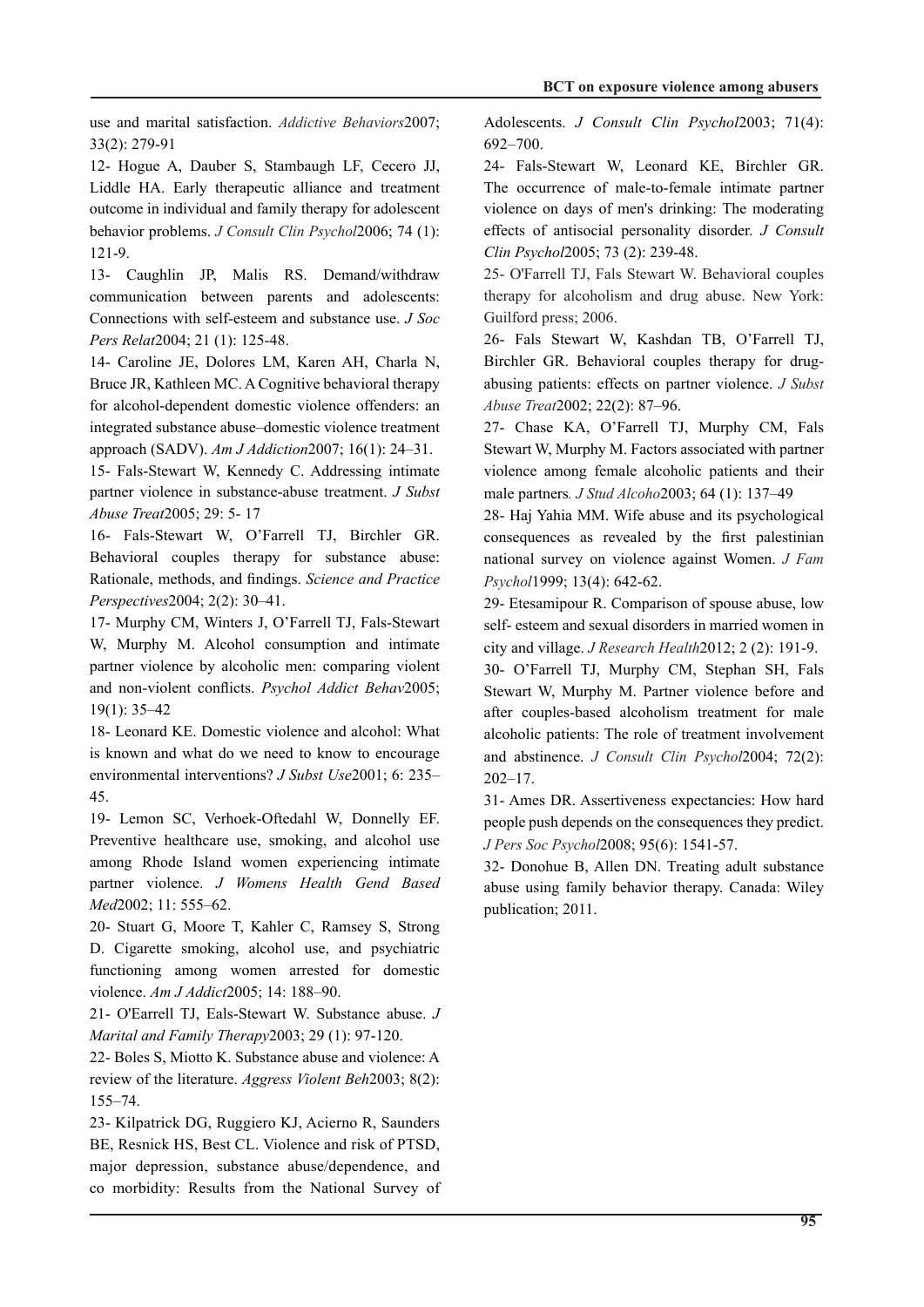use and marital satisfaction. *Addictive Behaviors*2007; 33(2): 279-91

12- Hogue A, Dauber S, Stambaugh LF, Cecero JJ, Liddle HA. Early therapeutic alliance and treatment outcome in individual and family therapy for adolescent behavior problems. *J Consult Clin Psychol*2006; 74 (1): 121-9.

13- Caughlin JP, Malis RS. Demand/withdraw communication between parents and adolescents: Connections with self-esteem and substance use. *J Soc Pers Relat*2004; 21 (1): 125-48.

14- Caroline JE, Dolores LM, Karen AH, Charla N, Bruce JR, Kathleen MC. A Cognitive behavioral therapy for alcohol-dependent domestic violence offenders: an integrated substance abuse–domestic violence treatment approach (SADV). *Am J Addiction*2007; 16(1): 24–31.

15- Fals-Stewart W, Kennedy C. Addressing intimate partner violence in substance-abuse treatment. *J Subst Abuse Treat*2005; 29: 5- 17

16- Fals-Stewart W, O'Farrell TJ, Birchler GR. Behavioral couples therapy for substance abuse: Rationale, methods, and findings. *Science and Practice Perspectives*2004; 2(2): 30–41.

17- Murphy CM, Winters J, O'Farrell TJ, Fals-Stewart W, Murphy M. Alcohol consumption and intimate partner violence by alcoholic men: comparing violent and non-violent conflicts. *Psychol Addict Behav*2005; 19(1): 35–42

18- Leonard KE. Domestic violence and alcohol: What is known and what do we need to know to encourage environmental interventions? *J Subst Use*2001; 6: 235–45.

19- Lemon SC, Verhoek-Oftedahl W, Donnelly EF. Preventive healthcare use, smoking, and alcohol use among Rhode Island women experiencing intimate partner violence. *J Womens Health Gend Based Med*2002; 11: 555–62.

20- Stuart G, Moore T, Kahler C, Ramsey S, Strong D. Cigarette smoking, alcohol use, and psychiatric functioning among women arrested for domestic violence. *Am J Addict*2005; 14: 188–90.

21- O'Earrell TJ, Eals-Stewart W. Substance abuse. *J Marital and Family Therapy*2003; 29 (1): 97-120.

22- Boles S, Miotto K. Substance abuse and violence: A review of the literature. *Aggress Violent Beh*2003; 8(2): 155–74.

23- Kilpatrick DG, Ruggiero KJ, Acierno R, Saunders BE, Resnick HS, Best CL. Violence and risk of PTSD, major depression, substance abuse/dependence, and co morbidity: Results from the National Survey of Adolescents. *J Consult Clin Psychol*2003; 71(4): 692–700.

24- Fals-Stewart W, Leonard KE, Birchler GR. The occurrence of male-to-female intimate partner violence on days of men's drinking: The moderating effects of antisocial personality disorder. *J Consult Clin Psychol*2005; 73 (2): 239-48.

25- O'Farrell TJ, Fals Stewart W. Behavioral couples therapy for alcoholism and drug abuse. New York: Guilford press; 2006.

26- Fals Stewart W, Kashdan TB, O'Farrell TJ, Birchler GR. Behavioral couples therapy for drug-abusing patients: effects on partner violence. *J Subst Abuse Treat*2002; 22(2): 87–96.

27- Chase KA, O'Farrell TJ, Murphy CM, Fals Stewart W, Murphy M. Factors associated with partner violence among female alcoholic patients and their male partners*. J Stud Alcoho*2003; 64 (1): 137–49

28- Haj Yahia MM. Wife abuse and its psychological consequences as revealed by the first palestinian national survey on violence against Women. *J Fam Psychol*1999; 13(4): 642-62.

29- Etesamipour R. Comparison of spouse abuse, low self- esteem and sexual disorders in married women in city and village. *J Research Health*2012; 2 (2): 191-9.

30- O'Farrell TJ, Murphy CM, Stephan SH, Fals Stewart W, Murphy M. Partner violence before and after couples-based alcoholism treatment for male alcoholic patients: The role of treatment involvement and abstinence. *J Consult Clin Psychol*2004; 72(2): 202–17.

31- Ames DR. Assertiveness expectancies: How hard people push depends on the consequences they predict. *J Pers Soc Psychol*2008; 95(6): 1541-57.

32- Donohue B, Allen DN. Treating adult substance abuse using family behavior therapy. Canada: Wiley publication; 2011.